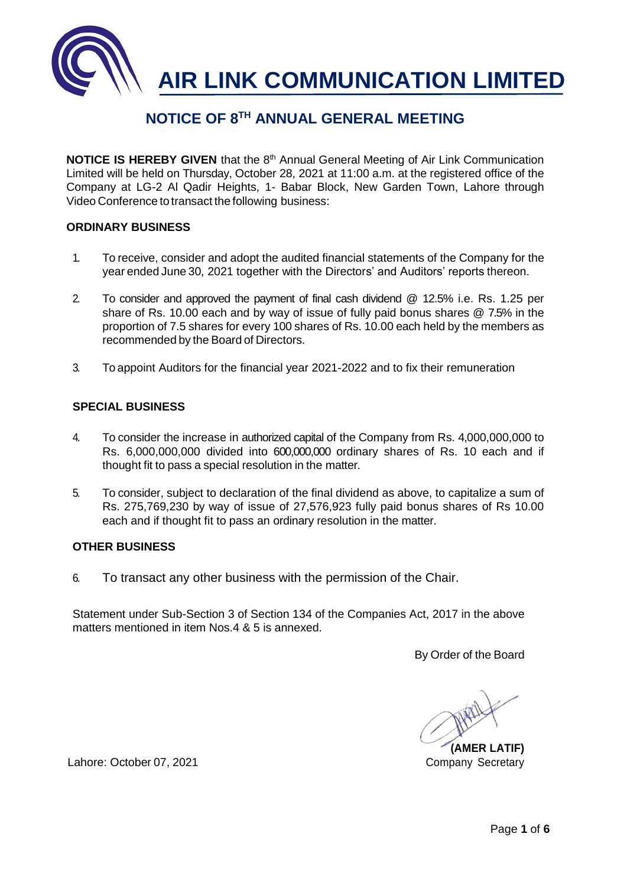# AIR LINK COMMUNICATION LIMITED

## NOTICE OF 8TH ANNUAL GENERAL MEETING

**NOTICE IS HEREBY GIVEN** that the 8th Annual General Meeting of Air Link Communication Limited will be held on Thursday, October 28, 2021 at 11:00 a.m. at the registered office of the Company at LG-2 Al Qadir Heights, 1- Babar Block, New Garden Town, Lahore through Video Conference to transact the following business:

### ORDINARY BUSINESS

1. To receive, consider and adopt the audited financial statements of the Company for the year ended June 30, 2021 together with the Directors' and Auditors' reports thereon.

2. To consider and approved the payment of final cash dividend @ 12.5% i.e. Rs. 1.25 per share of Rs. 10.00 each and by way of issue of fully paid bonus shares @ 7.5% in the proportion of 7.5 shares for every 100 shares of Rs. 10.00 each held by the members as recommended by the Board of Directors.

3. To appoint Auditors for the financial year 2021-2022 and to fix their remuneration

### SPECIAL BUSINESS

4. To consider the increase in authorized capital of the Company from Rs. 4,000,000,000 to Rs. 6,000,000,000 divided into 600,000,000 ordinary shares of Rs. 10 each and if thought fit to pass a special resolution in the matter.

5. To consider, subject to declaration of the final dividend as above, to capitalize a sum of Rs. 275,769,230 by way of issue of 27,576,923 fully paid bonus shares of Rs 10.00 each and if thought fit to pass an ordinary resolution in the matter.

### OTHER BUSINESS

6. To transact any other business with the permission of the Chair.

Statement under Sub-Section 3 of Section 134 of the Companies Act, 2017 in the above matters mentioned in item Nos.4 & 5 is annexed.

By Order of the Board

**(AMER LATIF)**
Company Secretary

Lahore: October 07, 2021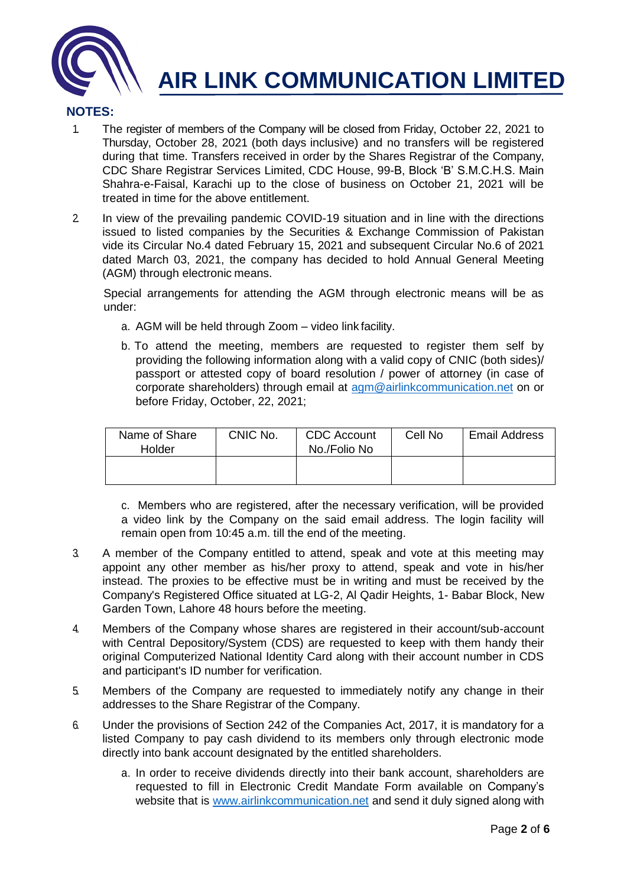# AIR LINK COMMUNICATION LIMITED

## NOTES:

1. The register of members of the Company will be closed from Friday, October 22, 2021 to Thursday, October 28, 2021 (both days inclusive) and no transfers will be registered during that time. Transfers received in order by the Shares Registrar of the Company, CDC Share Registrar Services Limited, CDC House, 99-B, Block 'B' S.M.C.H.S. Main Shahra-e-Faisal, Karachi up to the close of business on October 21, 2021 will be treated in time for the above entitlement.

2. In view of the prevailing pandemic COVID-19 situation and in line with the directions issued to listed companies by the Securities & Exchange Commission of Pakistan vide its Circular No.4 dated February 15, 2021 and subsequent Circular No.6 of 2021 dated March 03, 2021, the company has decided to hold Annual General Meeting (AGM) through electronic means.

   Special arrangements for attending the AGM through electronic means will be as under:

   a. AGM will be held through Zoom – video link facility.

   b. To attend the meeting, members are requested to register them self by providing the following information along with a valid copy of CNIC (both sides)/ passport or attested copy of board resolution / power of attorney (in case of corporate shareholders) through email at agm@airlinkcommunication.net on or before Friday, October, 22, 2021;

   | Name of Share Holder | CNIC No. | CDC Account No./Folio No | Cell No | Email Address |
   |---|---|---|---|---|
   | | | | | |

   c. Members who are registered, after the necessary verification, will be provided a video link by the Company on the said email address. The login facility will remain open from 10:45 a.m. till the end of the meeting.

3. A member of the Company entitled to attend, speak and vote at this meeting may appoint any other member as his/her proxy to attend, speak and vote in his/her instead. The proxies to be effective must be in writing and must be received by the Company's Registered Office situated at LG-2, Al Qadir Heights, 1- Babar Block, New Garden Town, Lahore 48 hours before the meeting.

4. Members of the Company whose shares are registered in their account/sub-account with Central Depository/System (CDS) are requested to keep with them handy their original Computerized National Identity Card along with their account number in CDS and participant's ID number for verification.

5. Members of the Company are requested to immediately notify any change in their addresses to the Share Registrar of the Company.

6. Under the provisions of Section 242 of the Companies Act, 2017, it is mandatory for a listed Company to pay cash dividend to its members only through electronic mode directly into bank account designated by the entitled shareholders.

   a. In order to receive dividends directly into their bank account, shareholders are requested to fill in Electronic Credit Mandate Form available on Company's website that is www.airlinkcommunication.net and send it duly signed along with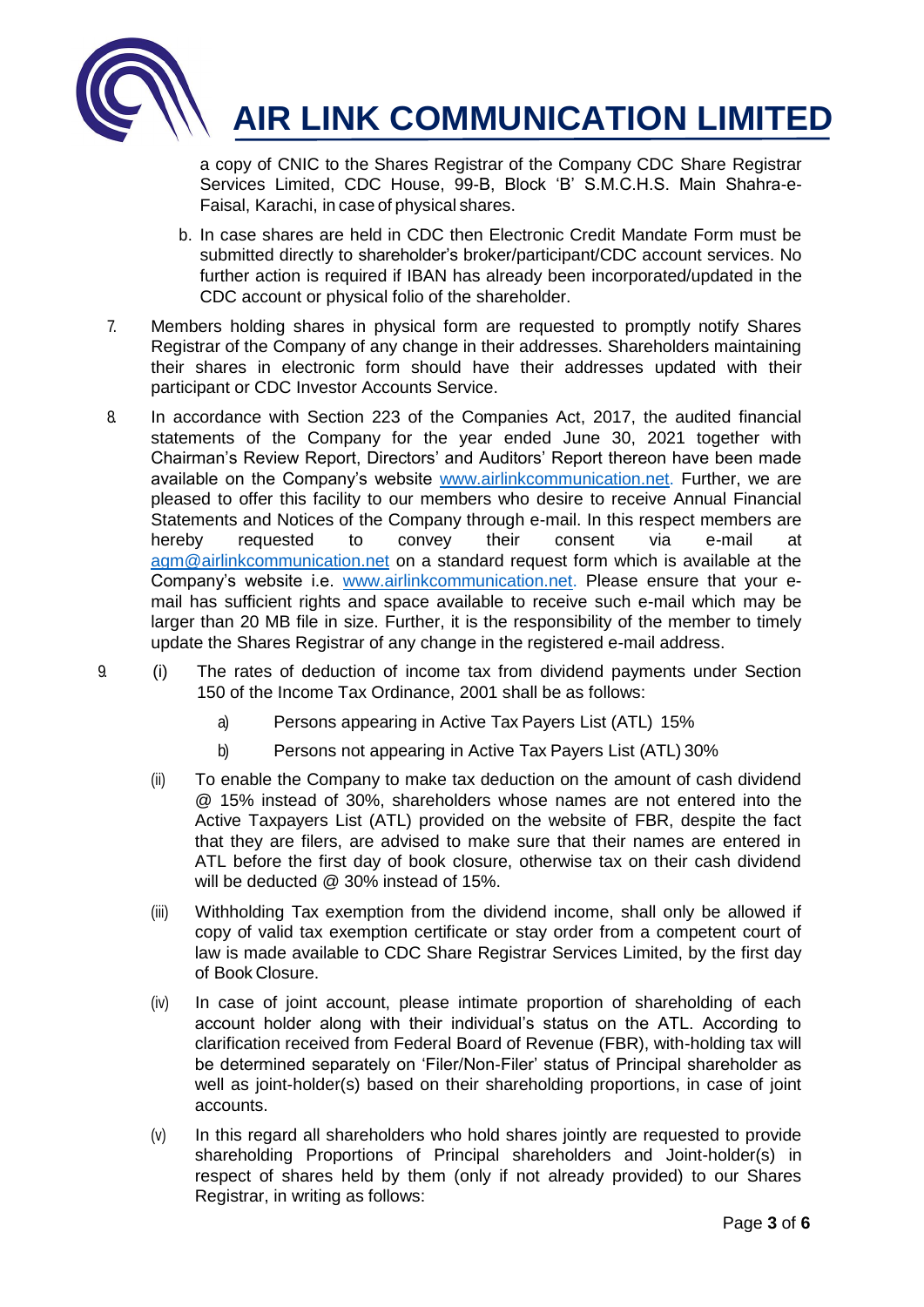a copy of CNIC to the Shares Registrar of the Company CDC Share Registrar Services Limited, CDC House, 99-B, Block 'B' S.M.C.H.S. Main Shahra-e-Faisal, Karachi, in case of physical shares.

b. In case shares are held in CDC then Electronic Credit Mandate Form must be submitted directly to shareholder's broker/participant/CDC account services. No further action is required if IBAN has already been incorporated/updated in the CDC account or physical folio of the shareholder.

7. Members holding shares in physical form are requested to promptly notify Shares Registrar of the Company of any change in their addresses. Shareholders maintaining their shares in electronic form should have their addresses updated with their participant or CDC Investor Accounts Service.

8. In accordance with Section 223 of the Companies Act, 2017, the audited financial statements of the Company for the year ended June 30, 2021 together with Chairman's Review Report, Directors' and Auditors' Report thereon have been made available on the Company's website www.airlinkcommunication.net. Further, we are pleased to offer this facility to our members who desire to receive Annual Financial Statements and Notices of the Company through e-mail. In this respect members are hereby requested to convey their consent via e-mail at agm@airlinkcommunication.net on a standard request form which is available at the Company's website i.e. www.airlinkcommunication.net. Please ensure that your e-mail has sufficient rights and space available to receive such e-mail which may be larger than 20 MB file in size. Further, it is the responsibility of the member to timely update the Shares Registrar of any change in the registered e-mail address.

9. (i) The rates of deduction of income tax from dividend payments under Section 150 of the Income Tax Ordinance, 2001 shall be as follows:

   a) Persons appearing in Active Tax Payers List (ATL) 15%

   b) Persons not appearing in Active Tax Payers List (ATL) 30%

   (ii) To enable the Company to make tax deduction on the amount of cash dividend @ 15% instead of 30%, shareholders whose names are not entered into the Active Taxpayers List (ATL) provided on the website of FBR, despite the fact that they are filers, are advised to make sure that their names are entered in ATL before the first day of book closure, otherwise tax on their cash dividend will be deducted @ 30% instead of 15%.

   (iii) Withholding Tax exemption from the dividend income, shall only be allowed if copy of valid tax exemption certificate or stay order from a competent court of law is made available to CDC Share Registrar Services Limited, by the first day of Book Closure.

   (iv) In case of joint account, please intimate proportion of shareholding of each account holder along with their individual's status on the ATL. According to clarification received from Federal Board of Revenue (FBR), with-holding tax will be determined separately on 'Filer/Non-Filer' status of Principal shareholder as well as joint-holder(s) based on their shareholding proportions, in case of joint accounts.

   (v) In this regard all shareholders who hold shares jointly are requested to provide shareholding Proportions of Principal shareholders and Joint-holder(s) in respect of shares held by them (only if not already provided) to our Shares Registrar, in writing as follows: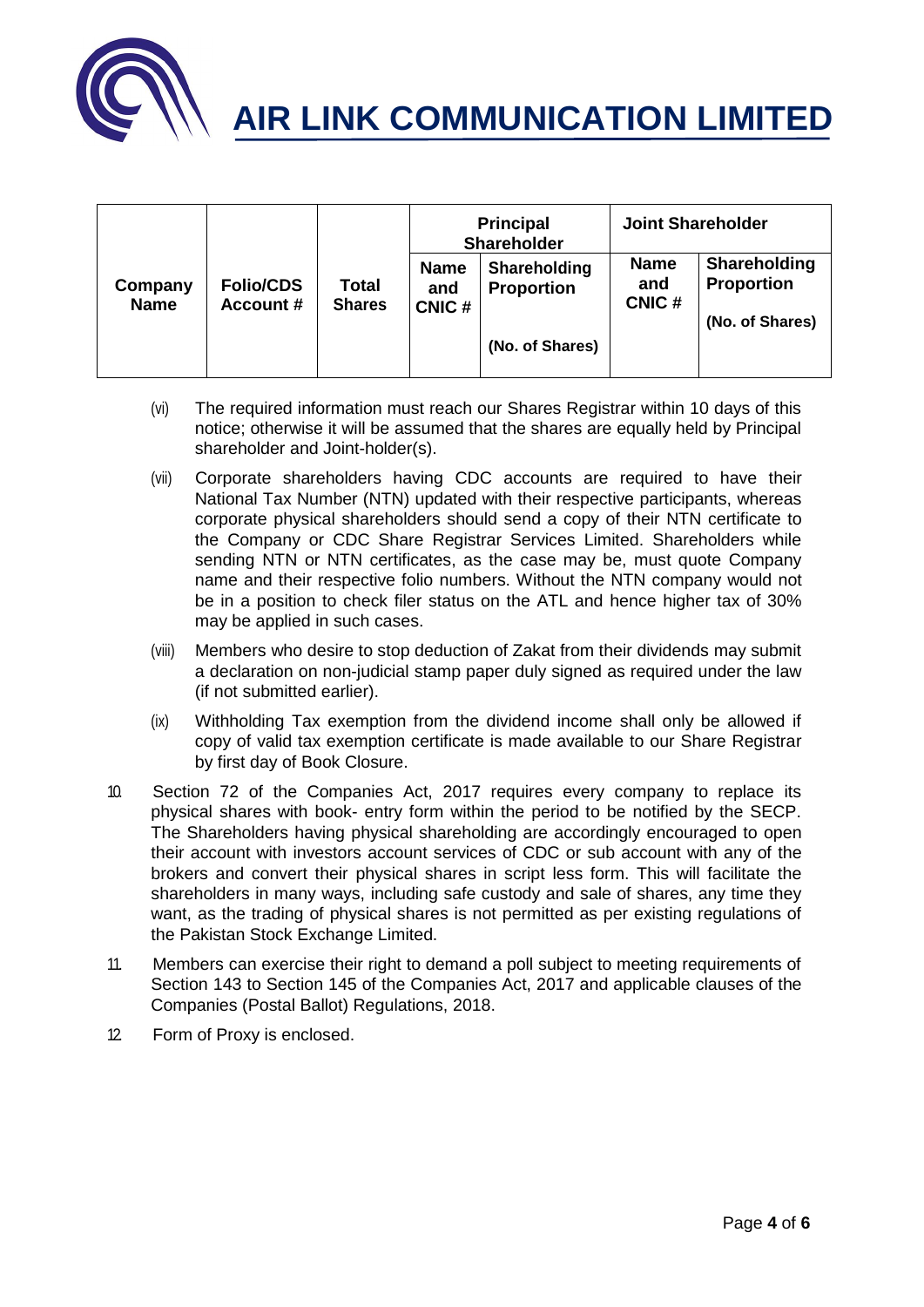| Company Name | Folio/CDS Account # | Total Shares | Principal Shareholder | | Joint Shareholder | |
|---|---|---|---|---|---|---|
| | | | Name and CNIC # | Shareholding Proportion (No. of Shares) | Name and CNIC # | Shareholding Proportion (No. of Shares) |
| | | | | | | |

(vi) The required information must reach our Shares Registrar within 10 days of this notice; otherwise it will be assumed that the shares are equally held by Principal shareholder and Joint-holder(s).

(vii) Corporate shareholders having CDC accounts are required to have their National Tax Number (NTN) updated with their respective participants, whereas corporate physical shareholders should send a copy of their NTN certificate to the Company or CDC Share Registrar Services Limited. Shareholders while sending NTN or NTN certificates, as the case may be, must quote Company name and their respective folio numbers. Without the NTN company would not be in a position to check filer status on the ATL and hence higher tax of 30% may be applied in such cases.

(viii) Members who desire to stop deduction of Zakat from their dividends may submit a declaration on non-judicial stamp paper duly signed as required under the law (if not submitted earlier).

(ix) Withholding Tax exemption from the dividend income shall only be allowed if copy of valid tax exemption certificate is made available to our Share Registrar by first day of Book Closure.

10. Section 72 of the Companies Act, 2017 requires every company to replace its physical shares with book- entry form within the period to be notified by the SECP. The Shareholders having physical shareholding are accordingly encouraged to open their account with investors account services of CDC or sub account with any of the brokers and convert their physical shares in script less form. This will facilitate the shareholders in many ways, including safe custody and sale of shares, any time they want, as the trading of physical shares is not permitted as per existing regulations of the Pakistan Stock Exchange Limited.

11. Members can exercise their right to demand a poll subject to meeting requirements of Section 143 to Section 145 of the Companies Act, 2017 and applicable clauses of the Companies (Postal Ballot) Regulations, 2018.

12. Form of Proxy is enclosed.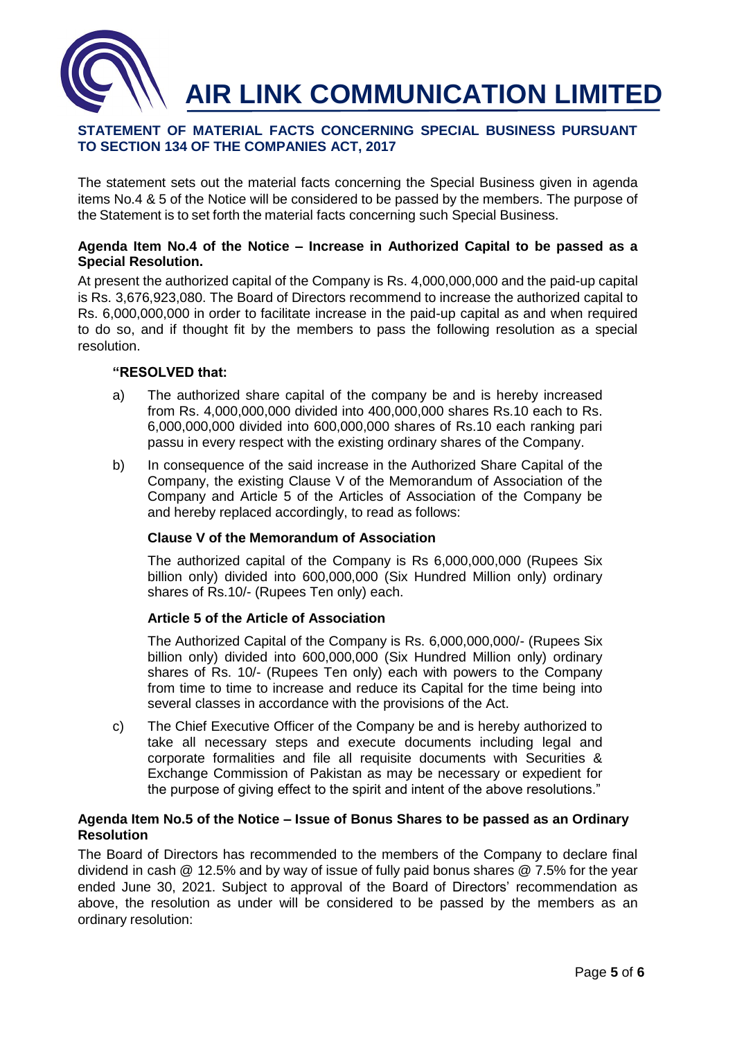# AIR LINK COMMUNICATION LIMITED

## STATEMENT OF MATERIAL FACTS CONCERNING SPECIAL BUSINESS PURSUANT TO SECTION 134 OF THE COMPANIES ACT, 2017

The statement sets out the material facts concerning the Special Business given in agenda items No.4 & 5 of the Notice will be considered to be passed by the members. The purpose of the Statement is to set forth the material facts concerning such Special Business.

### Agenda Item No.4 of the Notice – Increase in Authorized Capital to be passed as a Special Resolution.

At present the authorized capital of the Company is Rs. 4,000,000,000 and the paid-up capital is Rs. 3,676,923,080. The Board of Directors recommend to increase the authorized capital to Rs. 6,000,000,000 in order to facilitate increase in the paid-up capital as and when required to do so, and if thought fit by the members to pass the following resolution as a special resolution.

**"RESOLVED that:**

a) The authorized share capital of the company be and is hereby increased from Rs. 4,000,000,000 divided into 400,000,000 shares Rs.10 each to Rs. 6,000,000,000 divided into 600,000,000 shares of Rs.10 each ranking pari passu in every respect with the existing ordinary shares of the Company.

b) In consequence of the said increase in the Authorized Share Capital of the Company, the existing Clause V of the Memorandum of Association of the Company and Article 5 of the Articles of Association of the Company be and hereby replaced accordingly, to read as follows:

**Clause V of the Memorandum of Association**

The authorized capital of the Company is Rs 6,000,000,000 (Rupees Six billion only) divided into 600,000,000 (Six Hundred Million only) ordinary shares of Rs.10/- (Rupees Ten only) each.

**Article 5 of the Article of Association**

The Authorized Capital of the Company is Rs. 6,000,000,000/- (Rupees Six billion only) divided into 600,000,000 (Six Hundred Million only) ordinary shares of Rs. 10/- (Rupees Ten only) each with powers to the Company from time to time to increase and reduce its Capital for the time being into several classes in accordance with the provisions of the Act.

c) The Chief Executive Officer of the Company be and is hereby authorized to take all necessary steps and execute documents including legal and corporate formalities and file all requisite documents with Securities & Exchange Commission of Pakistan as may be necessary or expedient for the purpose of giving effect to the spirit and intent of the above resolutions."

### Agenda Item No.5 of the Notice – Issue of Bonus Shares to be passed as an Ordinary Resolution

The Board of Directors has recommended to the members of the Company to declare final dividend in cash @ 12.5% and by way of issue of fully paid bonus shares @ 7.5% for the year ended June 30, 2021. Subject to approval of the Board of Directors' recommendation as above, the resolution as under will be considered to be passed by the members as an ordinary resolution: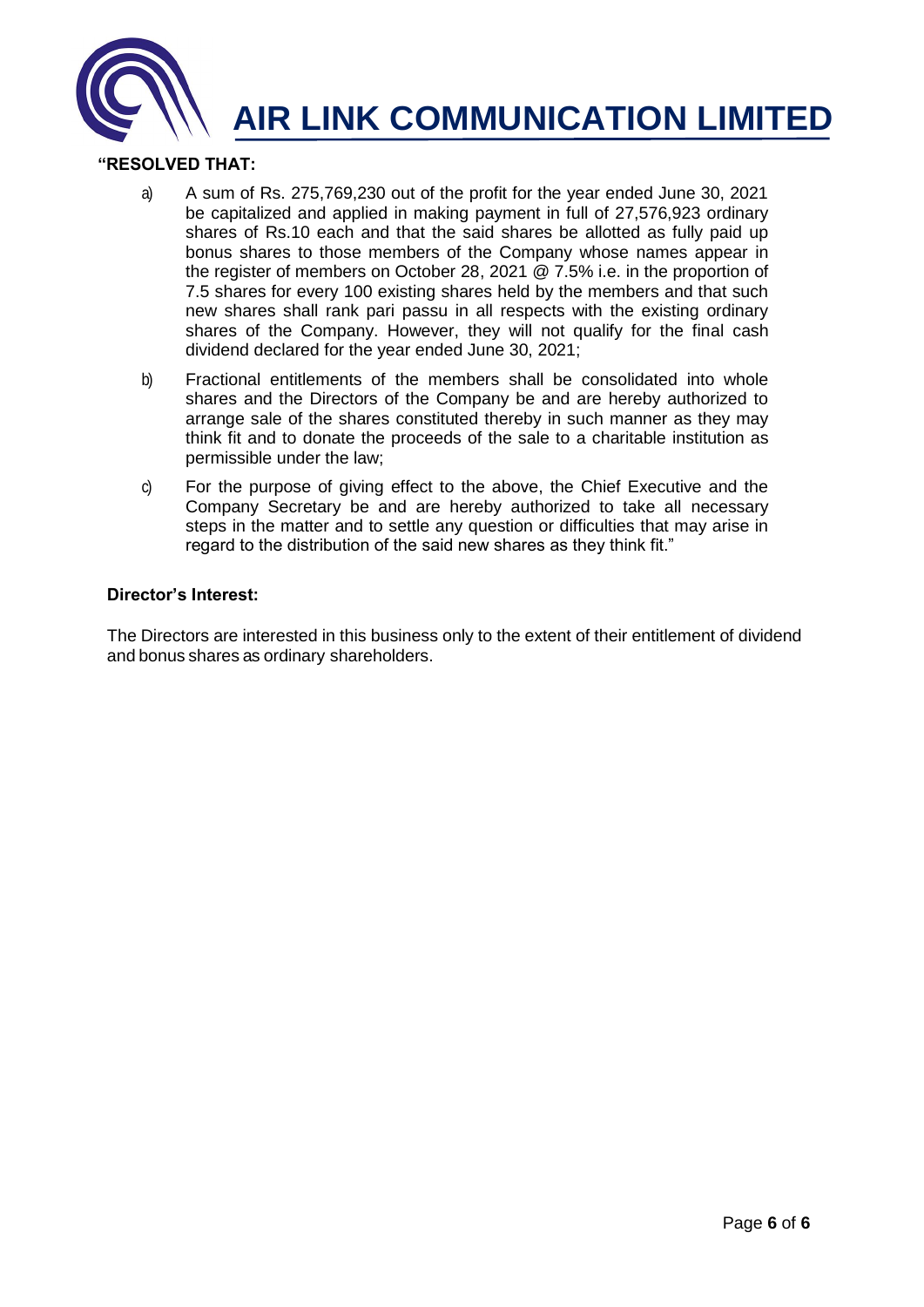**"RESOLVED THAT:**

a) A sum of Rs. 275,769,230 out of the profit for the year ended June 30, 2021 be capitalized and applied in making payment in full of 27,576,923 ordinary shares of Rs.10 each and that the said shares be allotted as fully paid up bonus shares to those members of the Company whose names appear in the register of members on October 28, 2021 @ 7.5% i.e. in the proportion of 7.5 shares for every 100 existing shares held by the members and that such new shares shall rank pari passu in all respects with the existing ordinary shares of the Company. However, they will not qualify for the final cash dividend declared for the year ended June 30, 2021;

b) Fractional entitlements of the members shall be consolidated into whole shares and the Directors of the Company be and are hereby authorized to arrange sale of the shares constituted thereby in such manner as they may think fit and to donate the proceeds of the sale to a charitable institution as permissible under the law;

c) For the purpose of giving effect to the above, the Chief Executive and the Company Secretary be and are hereby authorized to take all necessary steps in the matter and to settle any question or difficulties that may arise in regard to the distribution of the said new shares as they think fit."

**Director's Interest:**

The Directors are interested in this business only to the extent of their entitlement of dividend and bonus shares as ordinary shareholders.